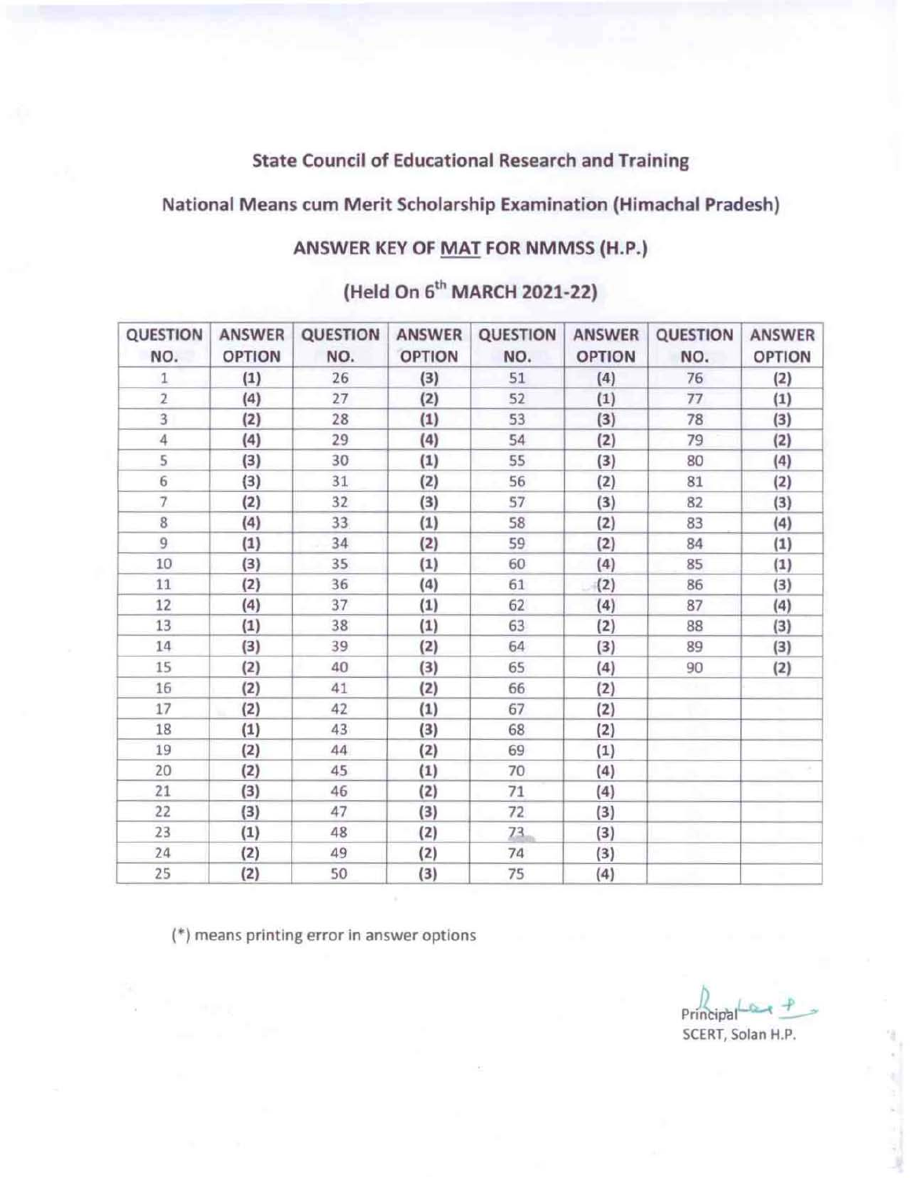**State Council of Educational Research and Training**

**National Means cum Merit Scholarship Examination (Himachal Pradesh)**

**ANSWER KEY OF MAT FOR NMMSS (H.P.)**

**(Held On 6th MARCH 2021-22)**

| QUESTION NO. | ANSWER OPTION | QUESTION NO. | ANSWER OPTION | QUESTION NO. | ANSWER OPTION | QUESTION NO. | ANSWER OPTION |
|---|---|---|---|---|---|---|---|
| 1 | (1) | 26 | (3) | 51 | (4) | 76 | (2) |
| 2 | (4) | 27 | (2) | 52 | (1) | 77 | (1) |
| 3 | (2) | 28 | (1) | 53 | (3) | 78 | (3) |
| 4 | (4) | 29 | (4) | 54 | (2) | 79 | (2) |
| 5 | (3) | 30 | (1) | 55 | (3) | 80 | (4) |
| 6 | (3) | 31 | (2) | 56 | (2) | 81 | (2) |
| 7 | (2) | 32 | (3) | 57 | (3) | 82 | (3) |
| 8 | (4) | 33 | (1) | 58 | (2) | 83 | (4) |
| 9 | (1) | 34 | (2) | 59 | (2) | 84 | (1) |
| 10 | (3) | 35 | (1) | 60 | (4) | 85 | (1) |
| 11 | (2) | 36 | (4) | 61 | (2) | 86 | (3) |
| 12 | (4) | 37 | (1) | 62 | (4) | 87 | (4) |
| 13 | (1) | 38 | (1) | 63 | (2) | 88 | (3) |
| 14 | (3) | 39 | (2) | 64 | (3) | 89 | (3) |
| 15 | (2) | 40 | (3) | 65 | (4) | 90 | (2) |
| 16 | (2) | 41 | (2) | 66 | (2) | | |
| 17 | (2) | 42 | (1) | 67 | (2) | | |
| 18 | (1) | 43 | (3) | 68 | (2) | | |
| 19 | (2) | 44 | (2) | 69 | (1) | | |
| 20 | (2) | 45 | (1) | 70 | (4) | | |
| 21 | (3) | 46 | (2) | 71 | (4) | | |
| 22 | (3) | 47 | (3) | 72 | (3) | | |
| 23 | (1) | 48 | (2) | 73 | (3) | | |
| 24 | (2) | 49 | (2) | 74 | (3) | | |
| 25 | (2) | 50 | (3) | 75 | (4) | | |

(*) means printing error in answer options

Principal
SCERT, Solan H.P.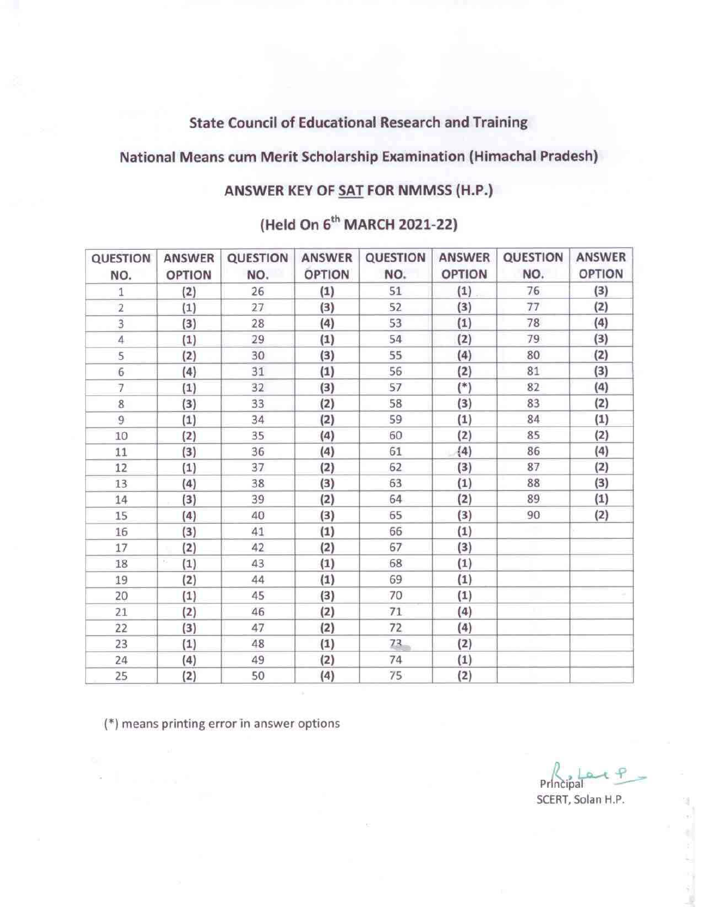## State Council of Educational Research and Training

## National Means cum Merit Scholarship Examination (Himachal Pradesh)

## ANSWER KEY OF SAT FOR NMMSS (H.P.)

## (Held On 6th MARCH 2021-22)

| QUESTION NO. | ANSWER OPTION | QUESTION NO. | ANSWER OPTION | QUESTION NO. | ANSWER OPTION | QUESTION NO. | ANSWER OPTION |
|---|---|---|---|---|---|---|---|
| 1 | (2) | 26 | (1) | 51 | (1) | 76 | (3) |
| 2 | (1) | 27 | (3) | 52 | (3) | 77 | (2) |
| 3 | (3) | 28 | (4) | 53 | (1) | 78 | (4) |
| 4 | (1) | 29 | (1) | 54 | (2) | 79 | (3) |
| 5 | (2) | 30 | (3) | 55 | (4) | 80 | (2) |
| 6 | (4) | 31 | (1) | 56 | (2) | 81 | (3) |
| 7 | (1) | 32 | (3) | 57 | (*) | 82 | (4) |
| 8 | (3) | 33 | (2) | 58 | (3) | 83 | (2) |
| 9 | (1) | 34 | (2) | 59 | (1) | 84 | (1) |
| 10 | (2) | 35 | (4) | 60 | (2) | 85 | (2) |
| 11 | (3) | 36 | (4) | 61 | (4) | 86 | (4) |
| 12 | (1) | 37 | (2) | 62 | (3) | 87 | (2) |
| 13 | (4) | 38 | (3) | 63 | (1) | 88 | (3) |
| 14 | (3) | 39 | (2) | 64 | (2) | 89 | (1) |
| 15 | (4) | 40 | (3) | 65 | (3) | 90 | (2) |
| 16 | (3) | 41 | (1) | 66 | (1) | | |
| 17 | (2) | 42 | (2) | 67 | (3) | | |
| 18 | (1) | 43 | (1) | 68 | (1) | | |
| 19 | (2) | 44 | (1) | 69 | (1) | | |
| 20 | (1) | 45 | (3) | 70 | (1) | | |
| 21 | (2) | 46 | (2) | 71 | (4) | | |
| 22 | (3) | 47 | (2) | 72 | (4) | | |
| 23 | (1) | 48 | (1) | 73 | (2) | | |
| 24 | (4) | 49 | (2) | 74 | (1) | | |
| 25 | (2) | 50 | (4) | 75 | (2) | | |

(*) means printing error in answer options

Principal
SCERT, Solan H.P.